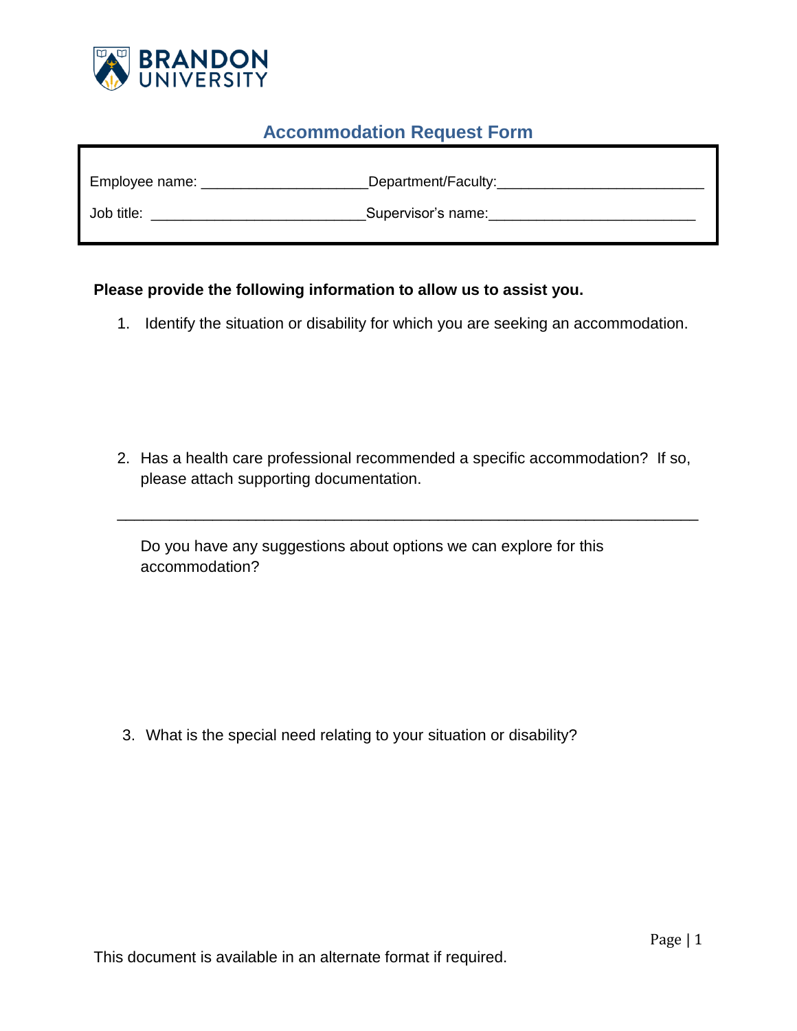BRANDON UNIVERSITY

## Accommodation Request Form

Employee name: ____________________Department/Faculty:_________________________

Job title: __________________________Supervisor's name:_________________________

**Please provide the following information to allow us to assist you.**

1. Identify the situation or disability for which you are seeking an accommodation.

2. Has a health care professional recommended a specific accommodation? If so, please attach supporting documentation.

   ______________________________________________________________________

   Do you have any suggestions about options we can explore for this accommodation?

3. What is the special need relating to your situation or disability?

This document is available in an alternate format if required.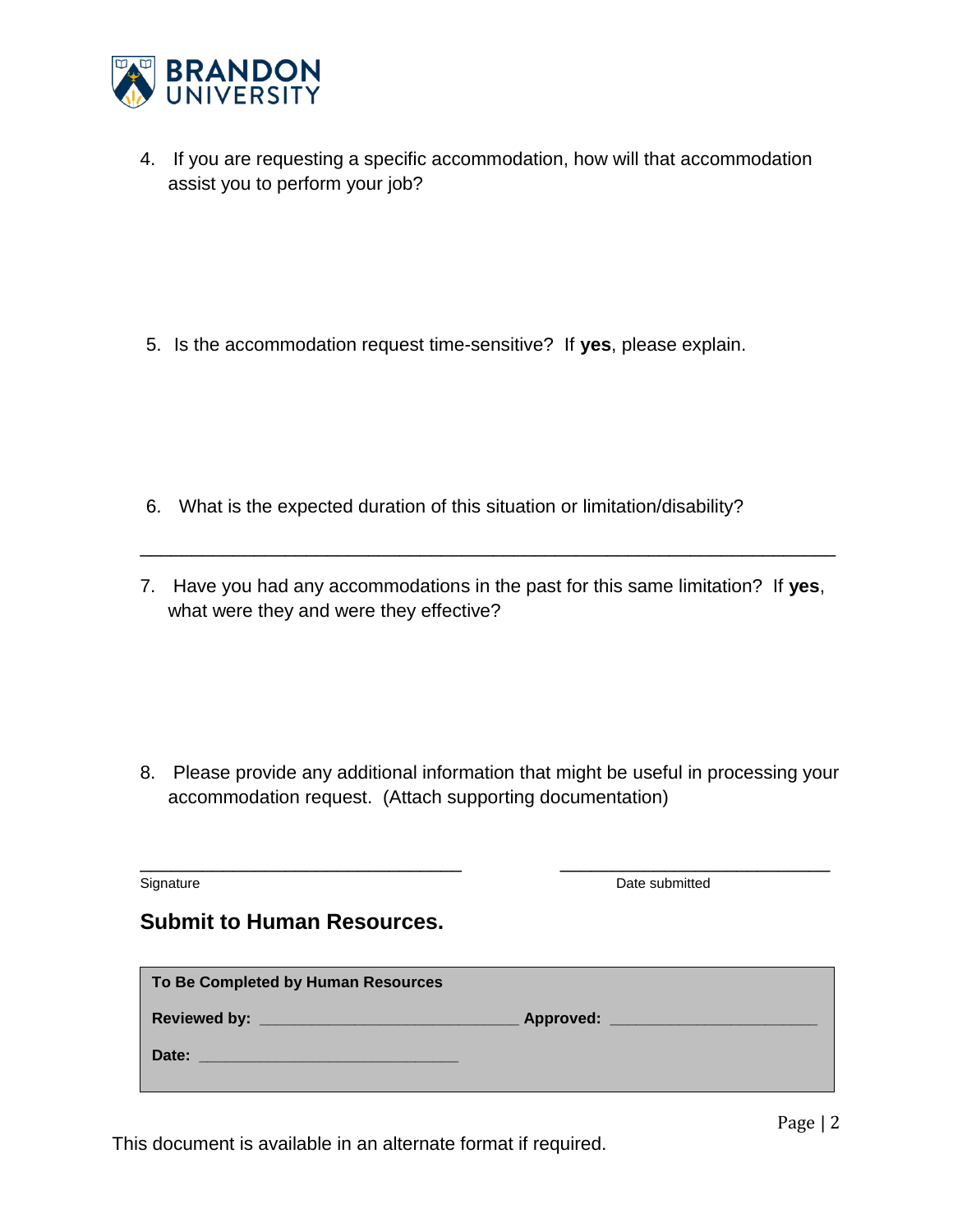4. If you are requesting a specific accommodation, how will that accommodation assist you to perform your job?

5. Is the accommodation request time-sensitive? If **yes**, please explain.

6. What is the expected duration of this situation or limitation/disability?

_______________________________________________________________

7. Have you had any accommodations in the past for this same limitation? If **yes**, what were they and were they effective?

8. Please provide any additional information that might be useful in processing your accommodation request. (Attach supporting documentation)

______________________________ ______________________________

Signature Date submitted

**Submit to Human Resources.**

| |
|---|
| **To Be Completed by Human Resources** |
| **Reviewed by:** ____________________________ **Approved:** ______________________ |
| **Date:** ____________________________ |

This document is available in an alternate format if required.